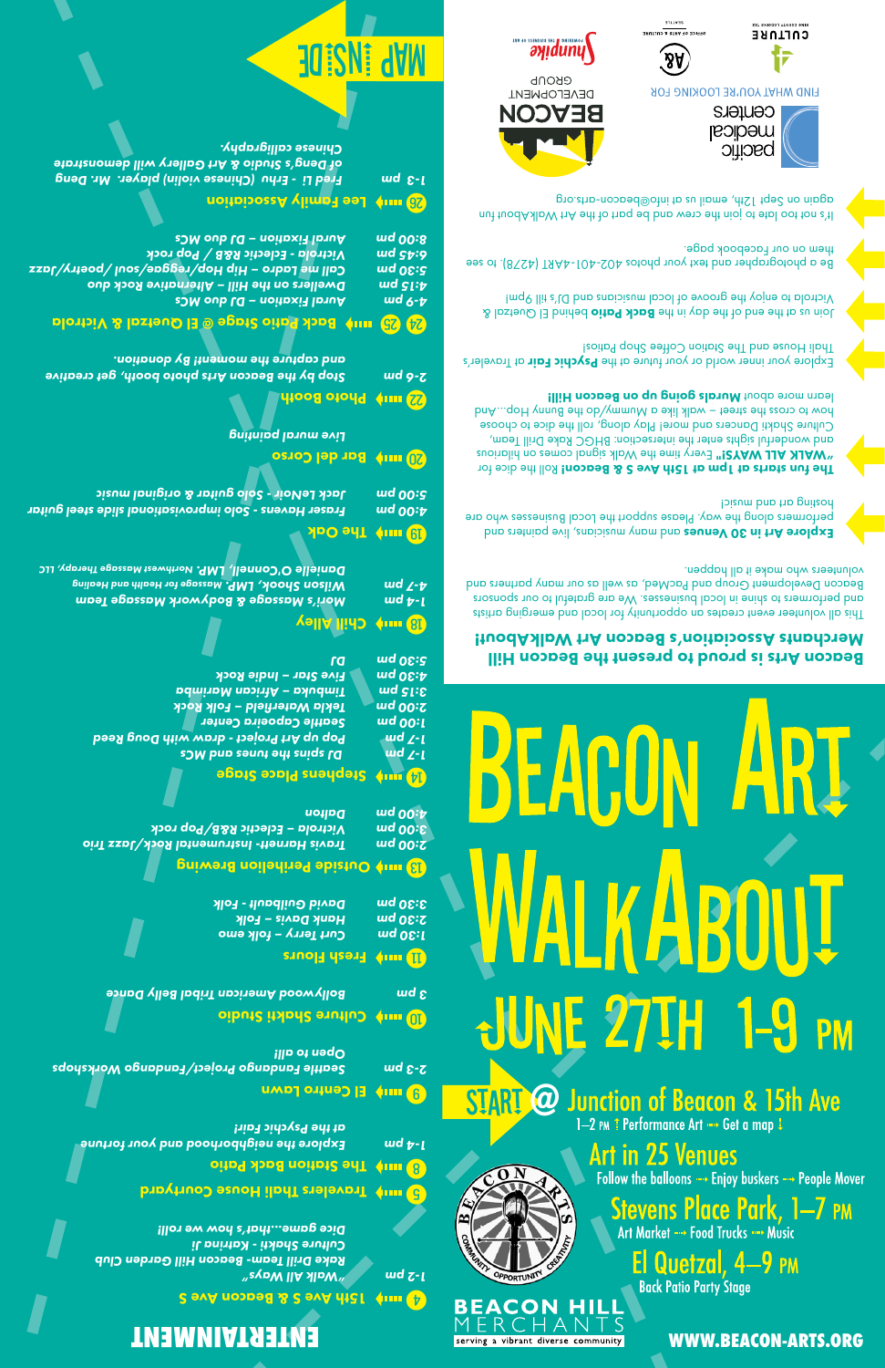# BEACON ART WALKABOUT

## JUNE 27TH 1–9 PM

**START @ Junction of Beacon & 15th Ave**
1–2 PM Performance Art → Get a map

**Art in 25 Venues**
Follow the balloons → Enjoy buskers → People Mover

**Stevens Place Park, 1–7 PM**
Art Market → Food Trucks → Music

**El Quetzal, 4–9 PM**
Back Patio Party Stage

BEACON HILL MERCHANTS
serving a vibrant diverse community

WWW.BEACON-ARTS.ORG

**Beacon Arts is proud to present the Beacon Hill Merchants Association's Beacon Art WalkAbout!**

This all volunteer event creates an opportunity for local and emerging artists and performers to shine in local businesses. We are grateful to our sponsors Beacon Development Group and PacMed, as well as our many partners and volunteers who make it all happen.

**Explore Art in 30 Venues** and many musicians, live painters and performers along the way. Please support the local businesses who are hosting art and music!

**The fun starts at 1pm at 15th Ave S & Beacon!** Roll the dice for **"WALK ALL WAYS!"** Every time the Walk signal comes on hilarious and wonderful sights enter the intersection: BHGC Rake Drill Team, Culture Shakti Dancers and more! Play along, roll the dice to choose how to cross the street – walk like a Mummy/do the Bunny Hop...And learn more about **Murals going up on Beacon Hill!**

Explore your inner world or your future at the **Psychic Fair** at Traveler's Thali House and The Station Coffee Shop Patios!

Join us at the end of the day in the **Back Patio** behind El Quetzal & Victrola to enjoy the groove of local musicians and DJ's till 9pm!

Be a photographer and text your photos 402-401-4ART (4278), to see them on our Facebook page.

It's not too late to join the crew and be part of the Art WalkAbout fun again on Sept 12th, email us at info@beacon-arts.org

pacific medical centers

FIND WHAT YOU'RE LOOKING FOR

BEACON DEVELOPMENT GROUP

4Culture

Office of Arts & Culture Seattle

Shunpike

## ENTERTAINMENT

**4 → 15th Ave S & Beacon Ave S**
1-2 pm *"Walk All Ways"*
*Rake Drill Team- Beacon Hill Garden Club*
*Culture Shakti - Katrina Ji*
*Dice game...that's how we roll!*

**5 → Travelers Thali House Courtyard**

**8 → The Station Back Patio**
1-4 pm *Explore the neighborhood and your fortune at the Psychic Fair!*

**9 → El Centro Lawn**
2-3 pm *Seattle Fandango Project/Fandango Workshops*
*Open to all!*

**10 → Culture Shakti Studio**
3 pm *Bollywood American Tribal Belly Dance*

**11 → Fresh Flours**
1:30 pm *Curt Terry – folk emo*
2:30 pm *Hank Davis – Folk*
3:30 pm *David Guilbault - Folk*

**13 → Outside Perihelion Brewing**
2:00 pm *Travis Harrett- Instrumental Rock/Jazz Trio*
3:00 pm *Victrola – Eclectic R&B/Pop rock*
4:00 pm *Dalton*

**14 → Stephens Place Stage**
1-7 pm *DJ spins the tunes and MCs*
1-7 pm *Pop up Art Project - draw with Doug Reed*
1:00 pm *Seattle Capoeira Center*
2:00 pm *Tekla Waterfield – Folk Rock*
3:15 pm *Timbuka – African Marimba*
4:30 pm *Five Star – Indie Rock*
5:30 pm *DJ*

**18 → Chili Alley**
1-4 pm *Mori's Massage & Bodywork Massage Team*
4-7 pm *Wilson Shook, LMP, Massage for Health and Healing*
*Danielle O'Connell, LMP, Northwest Massage Therapy, LLC*

**19 → The Oak**
4:00 pm *Fraser Havens - Solo improvisational slide steel guitar*
5:00 pm *Jack LeNoir - Solo guitar & original music*

**20 → Bar del Corso**
*Live mural painting*

**22 → Photo Booth**
2-6 pm *Stop by the Beacon Arts photo booth, get creative and capture the moment! By donation.*

**24 25 → Back Patio Stage @ El Quetzal & Victrola**
4-6 pm *Aural Fixation – DJ duo MCs*
4:15 pm *Dwellers on the Hill – Alternative Rock duo*
5:30 pm *Call me Ladro – Hip Hop/reggae/soul /poetry/Jazz*
6:45 pm *Victrola - Eclectic R&B / Pop rock*
8:00 pm *Aural Fixation – DJ duo MCs*

**26 → Lee Family Association**
1-3 pm *Fred Li - Erhu (Chinese violin) player. Mr. Deng of Deng's Studio & Art Gallery will demonstrate Chinese calligraphy.*

**MAP INSIDE**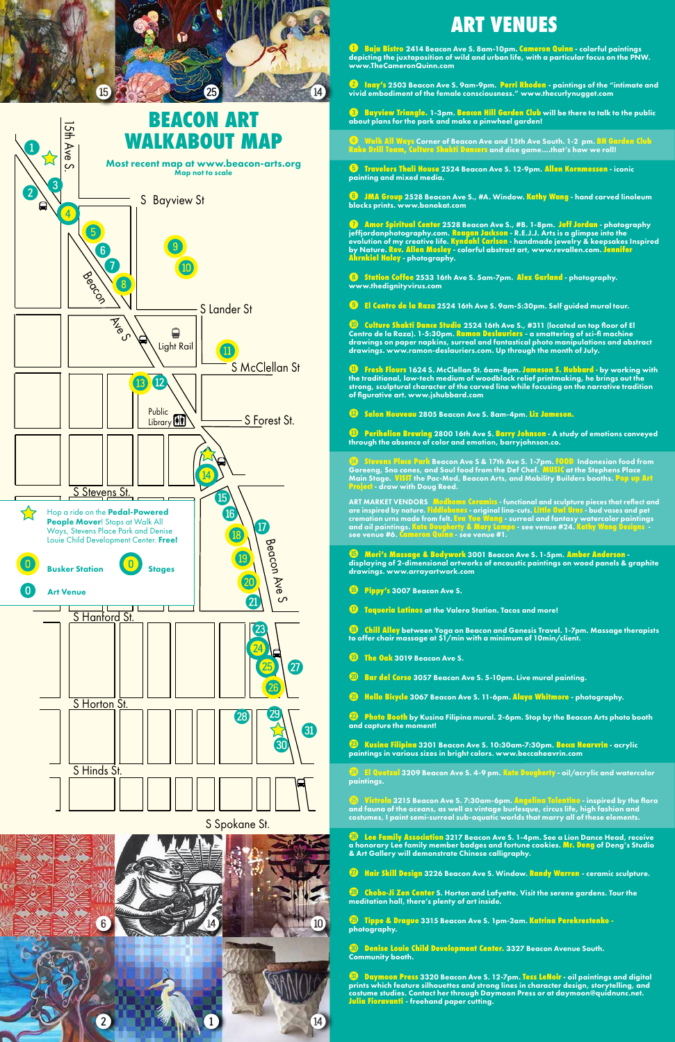# BEACON ART WALKABOUT MAP

Most recent map at www.beacon-arts.org
Map not to scale

15th Ave S.
S Bayview St
Beacon Ave S
S Lander St
Light Rail
S McClellan St
Public Library
S Forest St.
S Stevens St.
Beacon Ave S
S Hanford St.
S Horton St.
S Hinds St.
S Spokane St.

Hop a ride on the **Pedal-Powered People Mover**! Stops at Walk All Ways, Stevens Place Park and Denise Louie Child Development Center. **Free!**

Busker Station

Stages

Art Venue

## ART VENUES

1. **Baja Bistro** 2414 Beacon Ave S. 8am-10pm. **Cameron Quinn** - colorful paintings depicting the juxtaposition of wild and urban life, with a particular focus on the PNW. www.TheCameronQuinn.com

2. **Inay's** 2503 Beacon Ave S. 9am-9pm. **Perri Rhoden** - paintings of the "intimate and vivid embodiment of the female consciousness." www.thecurlynugget.com

3. **Bayview Triangle.** 1-3pm. **Beacon Hill Garden Club** will be there to talk to the public about plans for the park and make a pinwheel garden!

4. **Walk All Ways** Corner of Beacon Ave and 15th Ave South. 1-2 pm. **BH Garden Club Rake Drill Team, Culture Shakti Dancers** and dice game....that's how we roll!

5. **Travelers Thali House** 2524 Beacon Ave S. 12-9pm. **Allen Kornmessen** - iconic painting and mixed media.

6. **JMA Group** 2528 Beacon Ave S., #A. Window. **Kathy Wang** - hand carved linoleum blocks prints. www.bonokat.com

7. **Amor Spiritual Center** 2528 Beacon Ave S., #B. 1-8pm. **Jeff Jordan** - photography jeffjordanphotography.com. **Reagan Jackson** - R.E.J.J. Arts is a glimpse into the evolution of my creative life. **Kyndahl Carlson** - handmade jewelry & keepsakes Inspired by Nature. **Rev. Allen Mosley** - colorful abstract art, www.revallen.com. **Jennifer Ahrnkiel Haley** - photography.

8. **Station Coffee** 2533 16th Ave S. 5am-7pm. **Alex Garland** - photography. www.thedignityvirus.com

9. **El Centro de la Raza** 2524 16th Ave S. 9am-5:30pm. Self guided mural tour.

10. **Culture Shakti Dance Studio** 2524 16th Ave S., #311 (located on top floor of El Centro de la Raza). 1-5:30pm. **Ramon Deslauriers** - a smattering of sci-fi machine drawings on paper napkins, surreal and fantastical photo manipulations and abstract drawings. www.ramon-deslauriers.com. Up through the month of July.

11. **Fresh Flours** 1624 S. McClellan St. 6am-8pm. **Jameson S. Hubbard** - by working with the traditional, low-tech medium of woodblock relief printmaking, he brings out the strong, sculptural character of the carved line while focusing on the narrative tradition of figurative art. www.jshubbard.com

12. **Salon Nouveau** 2805 Beacon Ave S. 8am-4pm. **Liz Jameson.**

13. **Perihelion Brewing** 2800 16th Ave S. **Barry Johnson** - A study of emotions conveyed through the absence of color and emotion, barryjohnson.co.

14. **Stevens Place Park** Beacon Ave S & 17th Ave S. 1-7pm. **FOOD** Indonesian food from Goreeng, Sno cones, and Soul food from the Def Chef. **MUSIC** at the Stephens Place Main Stage. **VISIT** the Pac-Med, Beacon Arts, and Mobility Builders booths. **Pop up Art Project** - draw with Doug Reed.

ART MARKET VENDORS **Modhome Ceramics** - functional and sculpture pieces that reflect and are inspired by nature. **Fiddlebones** - original lino-cuts. **Little Owl Urns** - bud vases and pet cremation urns made from felt. **Eva Yue Wang** - surreal and fantasy watercolor paintings and oil paintings. **Kate Dougherty & Mary Lampe** - see venue #24. **Kathy Wang Designs** - see venue #6. **Cameron Quinn** - see venue #1.

15. **Mori's Massage & Bodywork** 3001 Beacon Ave S. 1-5pm. **Amber Anderson** - displaying of 2-dimensional artworks of encaustic paintings on wood panels & graphite drawings. www.arrayartwork.com

16. **Pippy's** 3007 Beacon Ave S.

17. **Taqueria Latinos** at the Valero Station. Tacos and more!

18. **Chill Alley** between Yoga on Beacon and Genesis Travel. 1-7pm. Massage therapists to offer chair massage at $1/min with a minimum of 10min/client.

19. **The Oak** 3019 Beacon Ave S.

20. **Bar del Corso** 3057 Beacon Ave S. 5-10pm. Live mural painting.

21. **Hello Bicycle** 3067 Beacon Ave S. 11-6pm. **Alaya Whitmore** - photography.

22. **Photo Booth** by Kusina Filipina mural. 2-6pm. Stop by the Beacon Arts photo booth and capture the moment!

23. **Kusina Filipina** 3201 Beacon Ave S. 10:30am-7:30pm. **Becca Hearvrin** - acrylic paintings in various sizes in bright colors. www.beccahearvrin.com

24. **El Quetzal** 3209 Beacon Ave S. 4-9 pm. **Kate Dougherty** - oil/acrylic and watercolor paintings.

25. **Victrola** 3215 Beacon Ave S. 7:30am-6pm. **Angelina Tolentino** - inspired by the flora and fauna of the oceans, as well as vintage burlesque, circus life, high fashion and costumes, I paint semi-surreal sub-aquatic worlds that marry all of these elements.

26. **Lee Family Association** 3217 Beacon Ave S. 1-4pm. See a Lion Dance Head, receive a honorary Lee family member badges and fortune cookies. **Mr. Deng** of Deng's Studio & Art Gallery will demonstrate Chinese calligraphy.

27. **Hair Skill Design** 3226 Beacon Ave S. Window. **Randy Warren** - ceramic sculpture.

28. **Chobo-Ji Zen Center** S. Horton and Lafyette. Visit the serene gardens. Tour the meditation hall, there's plenty of art inside.

29. **Tippe & Drague** 3315 Beacon Ave S. 1pm-2am. **Katrina Perekrestenko** - photography.

30. **Denise Louie Child Development Center.** 3327 Beacon Avenue South. Community booth.

31. **Daymoon Press** 3320 Beacon Ave S. 12-7pm. **Tess LeNoir** - oil paintings and digital prints which feature silhouettes and strong lines in character design, storytelling, and costume studies. Contact her through Daymoon Press or at daymoon@quidnunc.net. **Julia Fioravanti** - freehand paper cutting.